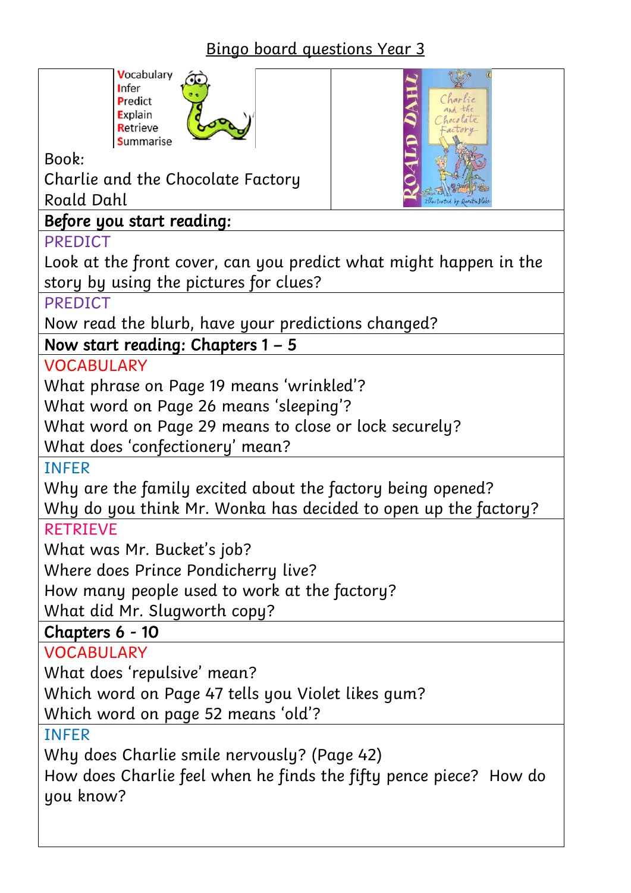# Bingo board questions Year 3

**V**ocabulary
**I**nfer
**P**redict
**E**xplain
**R**etrieve
**S**ummarise

Book:
Charlie and the Chocolate Factory
Roald Dahl

## Before you start reading:

PREDICT

Look at the front cover, can you predict what might happen in the story by using the pictures for clues?

PREDICT

Now read the blurb, have your predictions changed?

## Now start reading: Chapters 1 – 5

VOCABULARY

What phrase on Page 19 means 'wrinkled'?
What word on Page 26 means 'sleeping'?
What word on Page 29 means to close or lock securely?
What does 'confectionery' mean?

INFER

Why are the family excited about the factory being opened?
Why do you think Mr. Wonka has decided to open up the factory?

RETRIEVE

What was Mr. Bucket's job?
Where does Prince Pondicherry live?
How many people used to work at the factory?
What did Mr. Slugworth copy?

## Chapters 6 - 10

VOCABULARY

What does 'repulsive' mean?
Which word on Page 47 tells you Violet likes gum?
Which word on page 52 means 'old'?

INFER

Why does Charlie smile nervously? (Page 42)
How does Charlie feel when he finds the fifty pence piece? How do you know?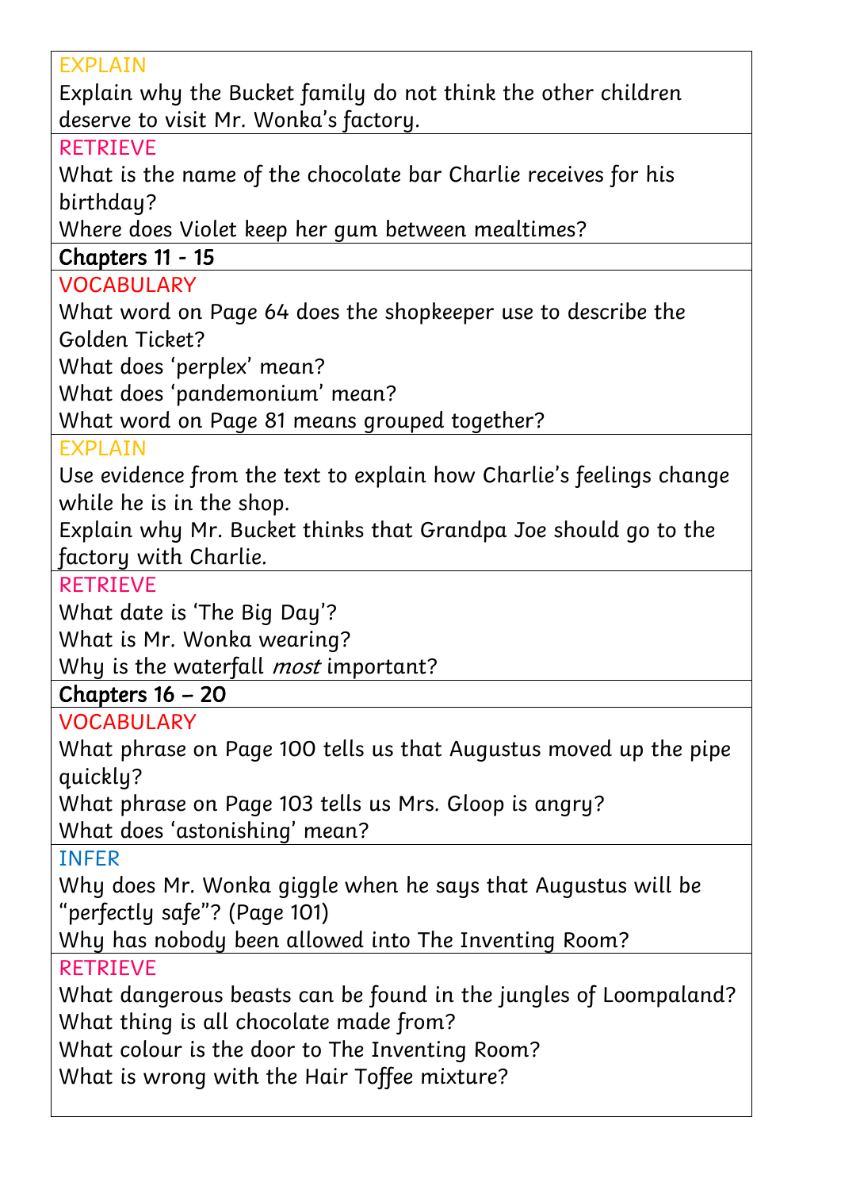EXPLAIN

Explain why the Bucket family do not think the other children deserve to visit Mr. Wonka's factory.

RETRIEVE

What is the name of the chocolate bar Charlie receives for his birthday?

Where does Violet keep her gum between mealtimes?

**Chapters 11 - 15**

VOCABULARY

What word on Page 64 does the shopkeeper use to describe the Golden Ticket?

What does 'perplex' mean?

What does 'pandemonium' mean?

What word on Page 81 means grouped together?

EXPLAIN

Use evidence from the text to explain how Charlie's feelings change while he is in the shop.

Explain why Mr. Bucket thinks that Grandpa Joe should go to the factory with Charlie.

RETRIEVE

What date is 'The Big Day'?

What is Mr. Wonka wearing?

Why is the waterfall *most* important?

**Chapters 16 – 20**

VOCABULARY

What phrase on Page 100 tells us that Augustus moved up the pipe quickly?

What phrase on Page 103 tells us Mrs. Gloop is angry?

What does 'astonishing' mean?

INFER

Why does Mr. Wonka giggle when he says that Augustus will be "perfectly safe"? (Page 101)

Why has nobody been allowed into The Inventing Room?

RETRIEVE

What dangerous beasts can be found in the jungles of Loompaland?

What thing is all chocolate made from?

What colour is the door to The Inventing Room?

What is wrong with the Hair Toffee mixture?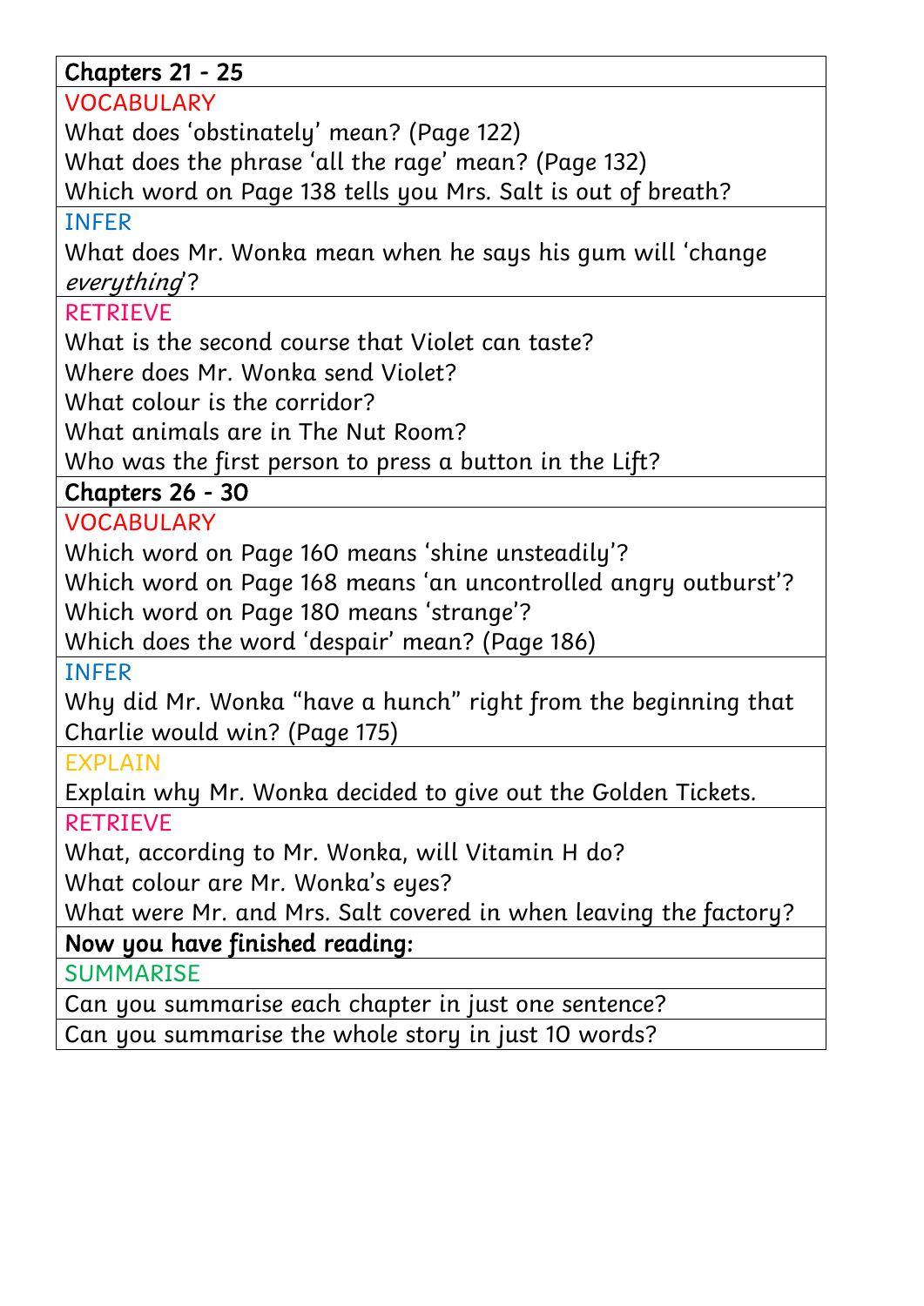**Chapters 21 - 25**

VOCABULARY

What does 'obstinately' mean? (Page 122)

What does the phrase 'all the rage' mean? (Page 132)

Which word on Page 138 tells you Mrs. Salt is out of breath?

INFER

What does Mr. Wonka mean when he says his gum will 'change *everything*'?

RETRIEVE

What is the second course that Violet can taste?

Where does Mr. Wonka send Violet?

What colour is the corridor?

What animals are in The Nut Room?

Who was the first person to press a button in the Lift?

**Chapters 26 - 30**

VOCABULARY

Which word on Page 160 means 'shine unsteadily'?

Which word on Page 168 means 'an uncontrolled angry outburst'?

Which word on Page 180 means 'strange'?

Which does the word 'despair' mean? (Page 186)

INFER

Why did Mr. Wonka "have a hunch" right from the beginning that Charlie would win? (Page 175)

EXPLAIN

Explain why Mr. Wonka decided to give out the Golden Tickets.

RETRIEVE

What, according to Mr. Wonka, will Vitamin H do?

What colour are Mr. Wonka's eyes?

What were Mr. and Mrs. Salt covered in when leaving the factory?

**Now you have finished reading:**

SUMMARISE

Can you summarise each chapter in just one sentence?

Can you summarise the whole story in just 10 words?